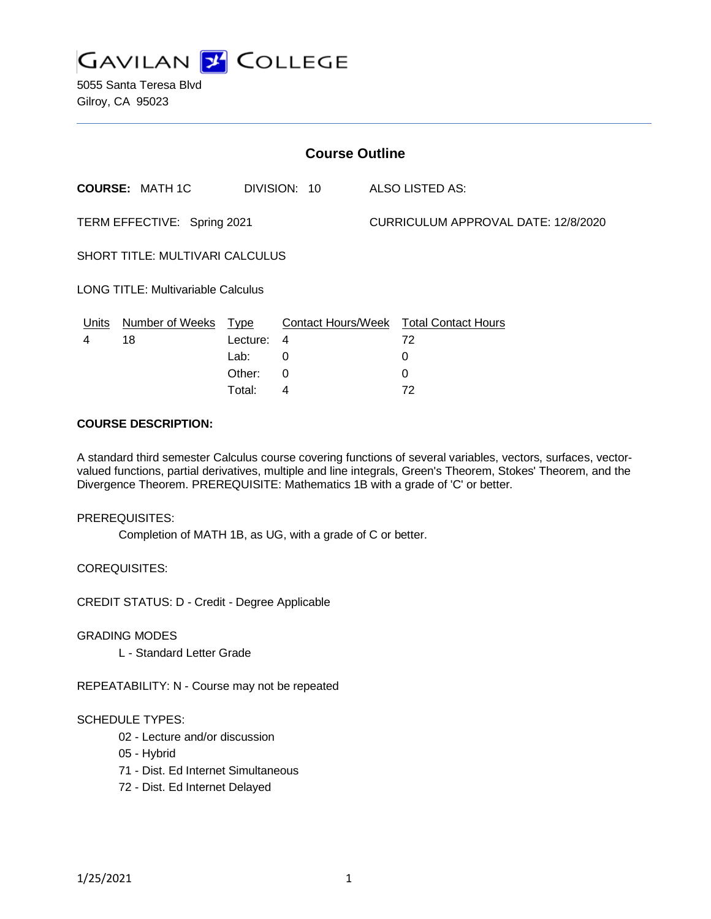# GAVILAN COLLEGE

5055 Santa Teresa Blvd
Gilroy, CA 95023

## Course Outline

**COURSE:** MATH 1C DIVISION: 10 ALSO LISTED AS:

TERM EFFECTIVE: Spring 2021 CURRICULUM APPROVAL DATE: 12/8/2020

SHORT TITLE: MULTIVARI CALCULUS

LONG TITLE: Multivariable Calculus

| Units | Number of Weeks | Type | Contact Hours/Week | Total Contact Hours |
|---|---|---|---|---|
| 4 | 18 | Lecture: | 4 | 72 |
| | | Lab: | 0 | 0 |
| | | Other: | 0 | 0 |
| | | Total: | 4 | 72 |

**COURSE DESCRIPTION:**

A standard third semester Calculus course covering functions of several variables, vectors, surfaces, vector-valued functions, partial derivatives, multiple and line integrals, Green's Theorem, Stokes' Theorem, and the Divergence Theorem. PREREQUISITE: Mathematics 1B with a grade of 'C' or better.

PREREQUISITES:

Completion of MATH 1B, as UG, with a grade of C or better.

COREQUISITES:

CREDIT STATUS: D - Credit - Degree Applicable

GRADING MODES

L - Standard Letter Grade

REPEATABILITY: N - Course may not be repeated

SCHEDULE TYPES:

02 - Lecture and/or discussion
05 - Hybrid
71 - Dist. Ed Internet Simultaneous
72 - Dist. Ed Internet Delayed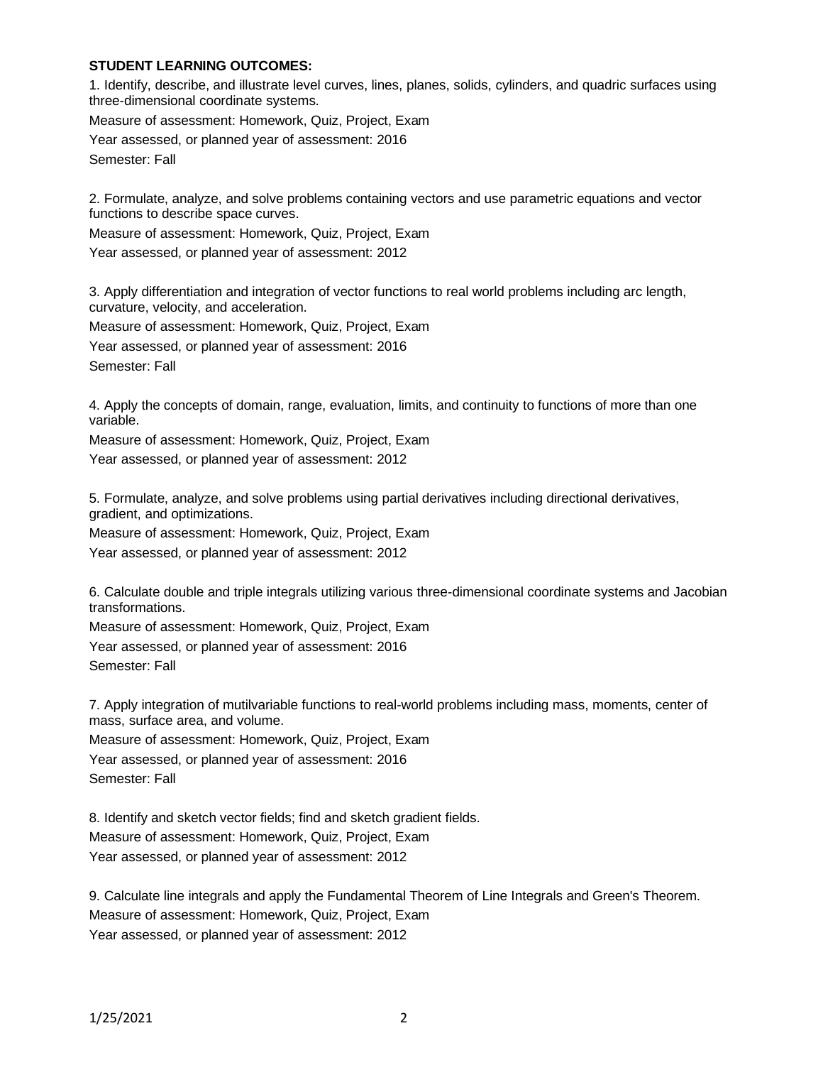**STUDENT LEARNING OUTCOMES:**

1. Identify, describe, and illustrate level curves, lines, planes, solids, cylinders, and quadric surfaces using three-dimensional coordinate systems.

Measure of assessment: Homework, Quiz, Project, Exam

Year assessed, or planned year of assessment: 2016

Semester: Fall

2. Formulate, analyze, and solve problems containing vectors and use parametric equations and vector functions to describe space curves.

Measure of assessment: Homework, Quiz, Project, Exam

Year assessed, or planned year of assessment: 2012

3. Apply differentiation and integration of vector functions to real world problems including arc length, curvature, velocity, and acceleration.

Measure of assessment: Homework, Quiz, Project, Exam

Year assessed, or planned year of assessment: 2016

Semester: Fall

4. Apply the concepts of domain, range, evaluation, limits, and continuity to functions of more than one variable.

Measure of assessment: Homework, Quiz, Project, Exam

Year assessed, or planned year of assessment: 2012

5. Formulate, analyze, and solve problems using partial derivatives including directional derivatives, gradient, and optimizations.

Measure of assessment: Homework, Quiz, Project, Exam

Year assessed, or planned year of assessment: 2012

6. Calculate double and triple integrals utilizing various three-dimensional coordinate systems and Jacobian transformations.

Measure of assessment: Homework, Quiz, Project, Exam

Year assessed, or planned year of assessment: 2016

Semester: Fall

7. Apply integration of mutilvariable functions to real-world problems including mass, moments, center of mass, surface area, and volume.

Measure of assessment: Homework, Quiz, Project, Exam

Year assessed, or planned year of assessment: 2016

Semester: Fall

8. Identify and sketch vector fields; find and sketch gradient fields.

Measure of assessment: Homework, Quiz, Project, Exam

Year assessed, or planned year of assessment: 2012

9. Calculate line integrals and apply the Fundamental Theorem of Line Integrals and Green's Theorem.

Measure of assessment: Homework, Quiz, Project, Exam

Year assessed, or planned year of assessment: 2012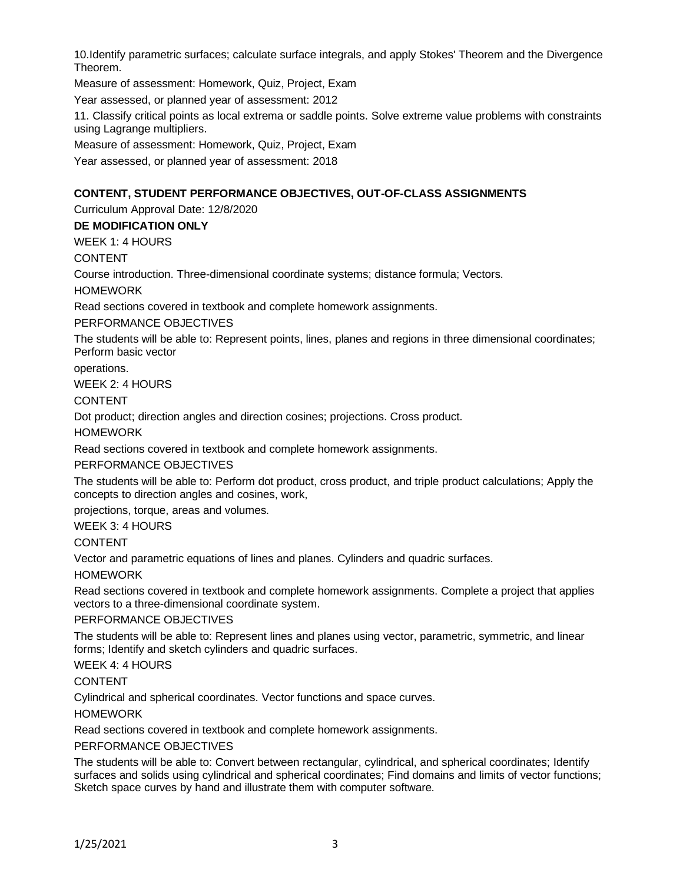10.Identify parametric surfaces; calculate surface integrals, and apply Stokes' Theorem and the Divergence Theorem.

Measure of assessment: Homework, Quiz, Project, Exam

Year assessed, or planned year of assessment: 2012

11. Classify critical points as local extrema or saddle points. Solve extreme value problems with constraints using Lagrange multipliers.

Measure of assessment: Homework, Quiz, Project, Exam

Year assessed, or planned year of assessment: 2018

**CONTENT, STUDENT PERFORMANCE OBJECTIVES, OUT-OF-CLASS ASSIGNMENTS**

Curriculum Approval Date: 12/8/2020

**DE MODIFICATION ONLY**

WEEK 1: 4 HOURS

CONTENT

Course introduction. Three-dimensional coordinate systems; distance formula; Vectors.

HOMEWORK

Read sections covered in textbook and complete homework assignments.

PERFORMANCE OBJECTIVES

The students will be able to: Represent points, lines, planes and regions in three dimensional coordinates; Perform basic vector operations.

WEEK 2: 4 HOURS

CONTENT

Dot product; direction angles and direction cosines; projections. Cross product.

HOMEWORK

Read sections covered in textbook and complete homework assignments.

PERFORMANCE OBJECTIVES

The students will be able to: Perform dot product, cross product, and triple product calculations; Apply the concepts to direction angles and cosines, work, projections, torque, areas and volumes.

WEEK 3: 4 HOURS

CONTENT

Vector and parametric equations of lines and planes. Cylinders and quadric surfaces.

HOMEWORK

Read sections covered in textbook and complete homework assignments. Complete a project that applies vectors to a three-dimensional coordinate system.

PERFORMANCE OBJECTIVES

The students will be able to: Represent lines and planes using vector, parametric, symmetric, and linear forms; Identify and sketch cylinders and quadric surfaces.

WEEK 4: 4 HOURS

CONTENT

Cylindrical and spherical coordinates. Vector functions and space curves.

HOMEWORK

Read sections covered in textbook and complete homework assignments.

PERFORMANCE OBJECTIVES

The students will be able to: Convert between rectangular, cylindrical, and spherical coordinates; Identify surfaces and solids using cylindrical and spherical coordinates; Find domains and limits of vector functions; Sketch space curves by hand and illustrate them with computer software.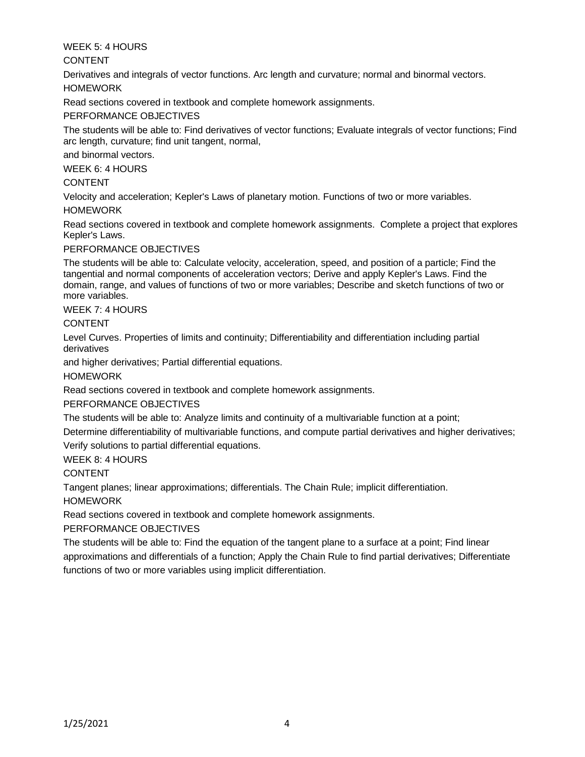WEEK 5: 4 HOURS

CONTENT

Derivatives and integrals of vector functions. Arc length and curvature; normal and binormal vectors.

HOMEWORK

Read sections covered in textbook and complete homework assignments.

PERFORMANCE OBJECTIVES

The students will be able to: Find derivatives of vector functions; Evaluate integrals of vector functions; Find arc length, curvature; find unit tangent, normal, and binormal vectors.

WEEK 6: 4 HOURS

CONTENT

Velocity and acceleration; Kepler's Laws of planetary motion. Functions of two or more variables.

HOMEWORK

Read sections covered in textbook and complete homework assignments. Complete a project that explores Kepler's Laws.

PERFORMANCE OBJECTIVES

The students will be able to: Calculate velocity, acceleration, speed, and position of a particle; Find the tangential and normal components of acceleration vectors; Derive and apply Kepler's Laws. Find the domain, range, and values of functions of two or more variables; Describe and sketch functions of two or more variables.

WEEK 7: 4 HOURS

CONTENT

Level Curves. Properties of limits and continuity; Differentiability and differentiation including partial derivatives and higher derivatives; Partial differential equations.

HOMEWORK

Read sections covered in textbook and complete homework assignments.

PERFORMANCE OBJECTIVES

The students will be able to: Analyze limits and continuity of a multivariable function at a point; Determine differentiability of multivariable functions, and compute partial derivatives and higher derivatives; Verify solutions to partial differential equations.

WEEK 8: 4 HOURS

CONTENT

Tangent planes; linear approximations; differentials. The Chain Rule; implicit differentiation.

HOMEWORK

Read sections covered in textbook and complete homework assignments.

PERFORMANCE OBJECTIVES

The students will be able to: Find the equation of the tangent plane to a surface at a point; Find linear approximations and differentials of a function; Apply the Chain Rule to find partial derivatives; Differentiate functions of two or more variables using implicit differentiation.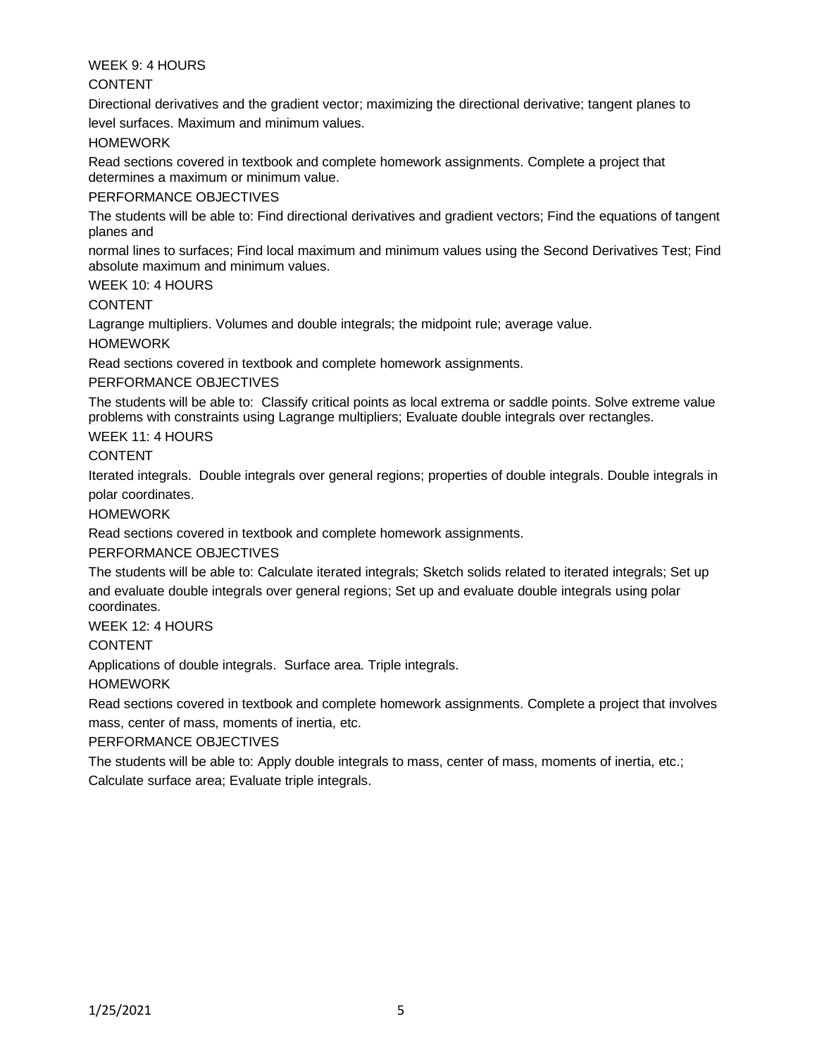WEEK 9: 4 HOURS

CONTENT

Directional derivatives and the gradient vector; maximizing the directional derivative; tangent planes to level surfaces. Maximum and minimum values.

HOMEWORK

Read sections covered in textbook and complete homework assignments. Complete a project that determines a maximum or minimum value.

PERFORMANCE OBJECTIVES

The students will be able to: Find directional derivatives and gradient vectors; Find the equations of tangent planes and normal lines to surfaces; Find local maximum and minimum values using the Second Derivatives Test; Find absolute maximum and minimum values.

WEEK 10: 4 HOURS

CONTENT

Lagrange multipliers. Volumes and double integrals; the midpoint rule; average value.

HOMEWORK

Read sections covered in textbook and complete homework assignments.

PERFORMANCE OBJECTIVES

The students will be able to: Classify critical points as local extrema or saddle points. Solve extreme value problems with constraints using Lagrange multipliers; Evaluate double integrals over rectangles.

WEEK 11: 4 HOURS

CONTENT

Iterated integrals. Double integrals over general regions; properties of double integrals. Double integrals in polar coordinates.

HOMEWORK

Read sections covered in textbook and complete homework assignments.

PERFORMANCE OBJECTIVES

The students will be able to: Calculate iterated integrals; Sketch solids related to iterated integrals; Set up and evaluate double integrals over general regions; Set up and evaluate double integrals using polar coordinates.

WEEK 12: 4 HOURS

CONTENT

Applications of double integrals. Surface area. Triple integrals.

HOMEWORK

Read sections covered in textbook and complete homework assignments. Complete a project that involves mass, center of mass, moments of inertia, etc.

PERFORMANCE OBJECTIVES

The students will be able to: Apply double integrals to mass, center of mass, moments of inertia, etc.; Calculate surface area; Evaluate triple integrals.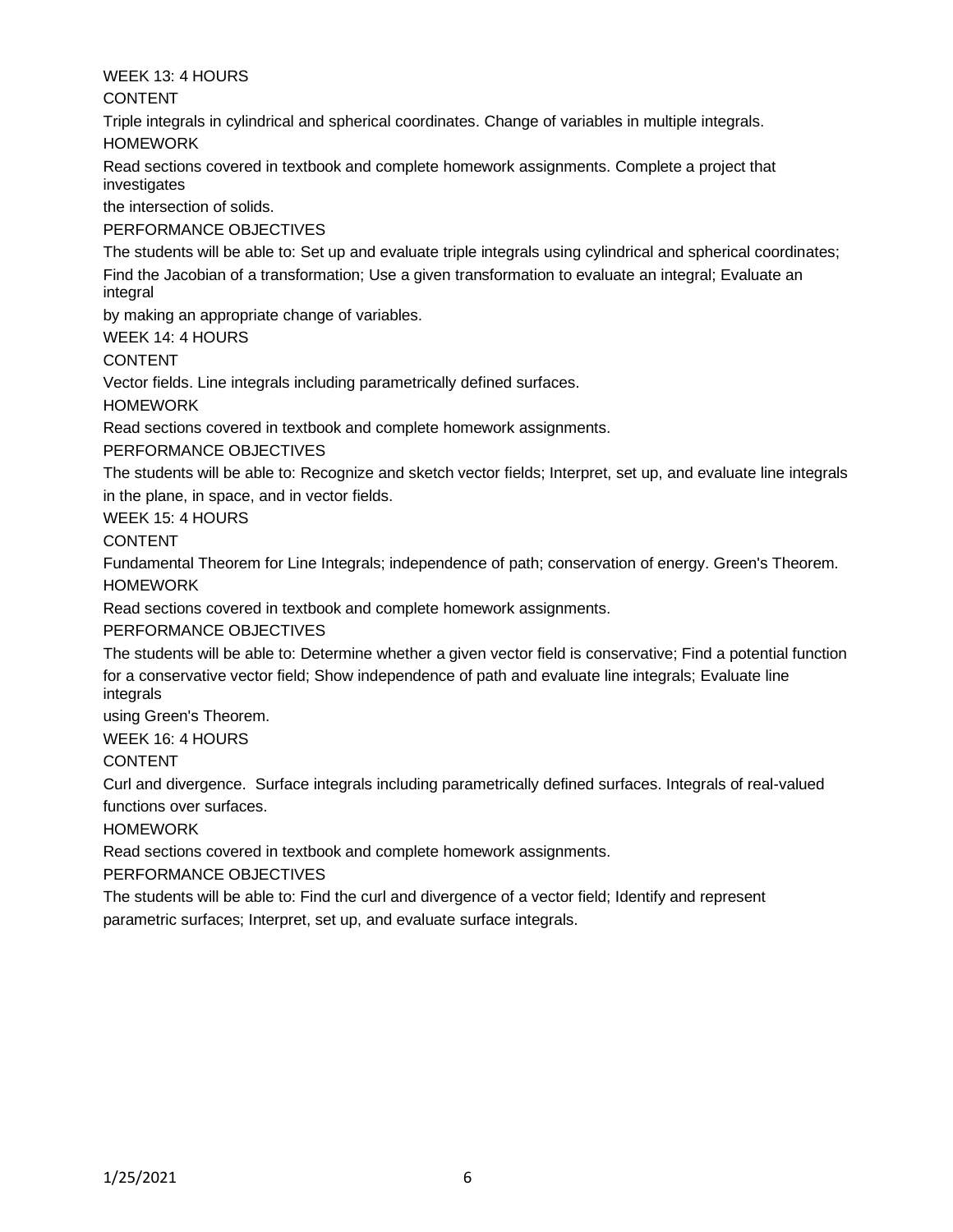WEEK 13: 4 HOURS

CONTENT

Triple integrals in cylindrical and spherical coordinates. Change of variables in multiple integrals.

HOMEWORK

Read sections covered in textbook and complete homework assignments. Complete a project that investigates the intersection of solids.

PERFORMANCE OBJECTIVES

The students will be able to: Set up and evaluate triple integrals using cylindrical and spherical coordinates; Find the Jacobian of a transformation; Use a given transformation to evaluate an integral; Evaluate an integral by making an appropriate change of variables.

WEEK 14: 4 HOURS

CONTENT

Vector fields. Line integrals including parametrically defined surfaces.

HOMEWORK

Read sections covered in textbook and complete homework assignments.

PERFORMANCE OBJECTIVES

The students will be able to: Recognize and sketch vector fields; Interpret, set up, and evaluate line integrals in the plane, in space, and in vector fields.

WEEK 15: 4 HOURS

CONTENT

Fundamental Theorem for Line Integrals; independence of path; conservation of energy. Green's Theorem.

HOMEWORK

Read sections covered in textbook and complete homework assignments.

PERFORMANCE OBJECTIVES

The students will be able to: Determine whether a given vector field is conservative; Find a potential function for a conservative vector field; Show independence of path and evaluate line integrals; Evaluate line integrals using Green's Theorem.

WEEK 16: 4 HOURS

CONTENT

Curl and divergence. Surface integrals including parametrically defined surfaces. Integrals of real-valued functions over surfaces.

HOMEWORK

Read sections covered in textbook and complete homework assignments.

PERFORMANCE OBJECTIVES

The students will be able to: Find the curl and divergence of a vector field; Identify and represent parametric surfaces; Interpret, set up, and evaluate surface integrals.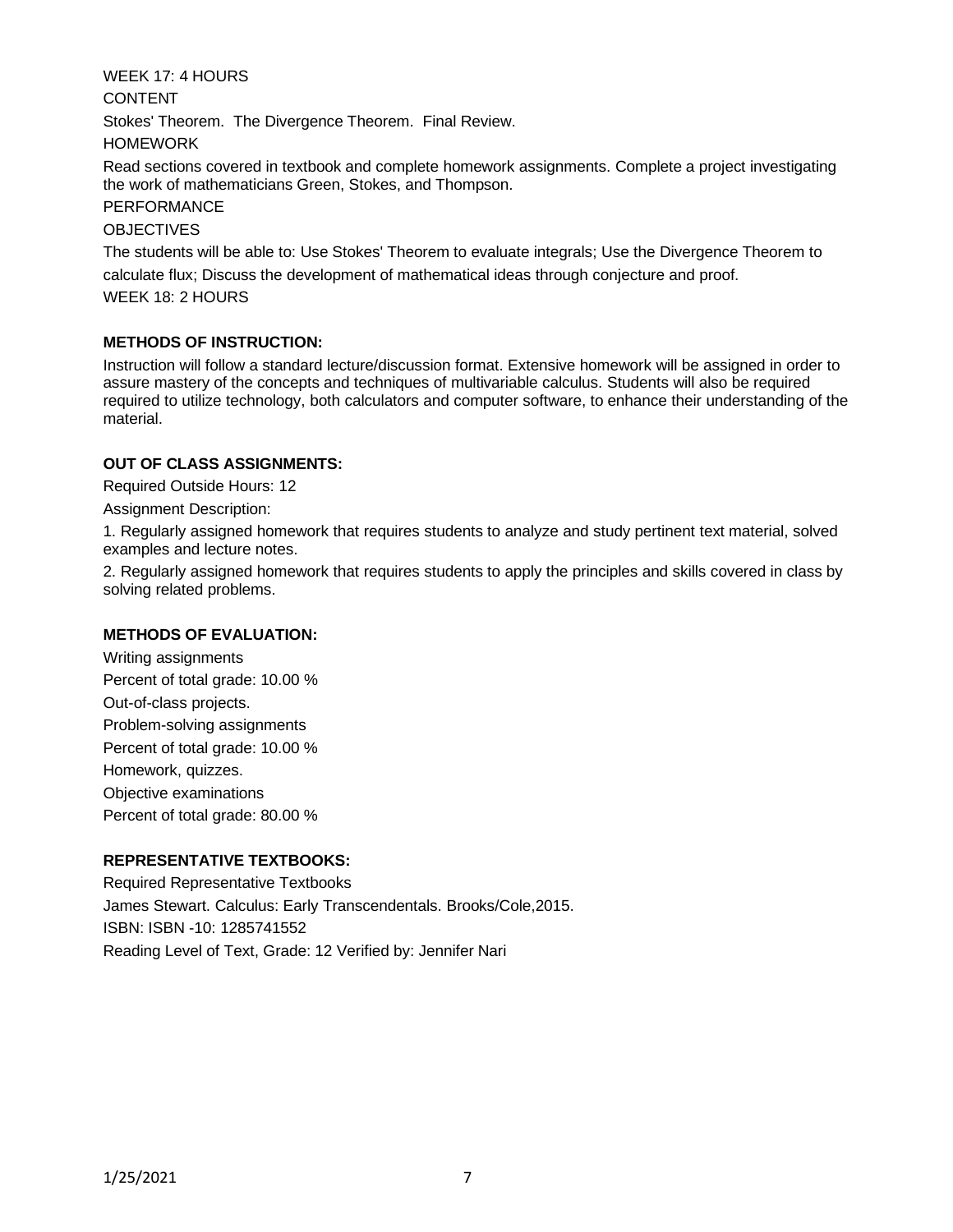WEEK 17: 4 HOURS

CONTENT

Stokes' Theorem. The Divergence Theorem. Final Review.

HOMEWORK

Read sections covered in textbook and complete homework assignments. Complete a project investigating the work of mathematicians Green, Stokes, and Thompson.

PERFORMANCE

OBJECTIVES

The students will be able to: Use Stokes' Theorem to evaluate integrals; Use the Divergence Theorem to calculate flux; Discuss the development of mathematical ideas through conjecture and proof.

WEEK 18: 2 HOURS

## METHODS OF INSTRUCTION:

Instruction will follow a standard lecture/discussion format. Extensive homework will be assigned in order to assure mastery of the concepts and techniques of multivariable calculus. Students will also be required required to utilize technology, both calculators and computer software, to enhance their understanding of the material.

## OUT OF CLASS ASSIGNMENTS:

Required Outside Hours: 12

Assignment Description:

1. Regularly assigned homework that requires students to analyze and study pertinent text material, solved examples and lecture notes.
2. Regularly assigned homework that requires students to apply the principles and skills covered in class by solving related problems.

## METHODS OF EVALUATION:

Writing assignments

Percent of total grade: 10.00 %

Out-of-class projects.

Problem-solving assignments

Percent of total grade: 10.00 %

Homework, quizzes.

Objective examinations

Percent of total grade: 80.00 %

## REPRESENTATIVE TEXTBOOKS:

Required Representative Textbooks

James Stewart. Calculus: Early Transcendentals. Brooks/Cole,2015.

ISBN: ISBN -10: 1285741552

Reading Level of Text, Grade: 12 Verified by: Jennifer Nari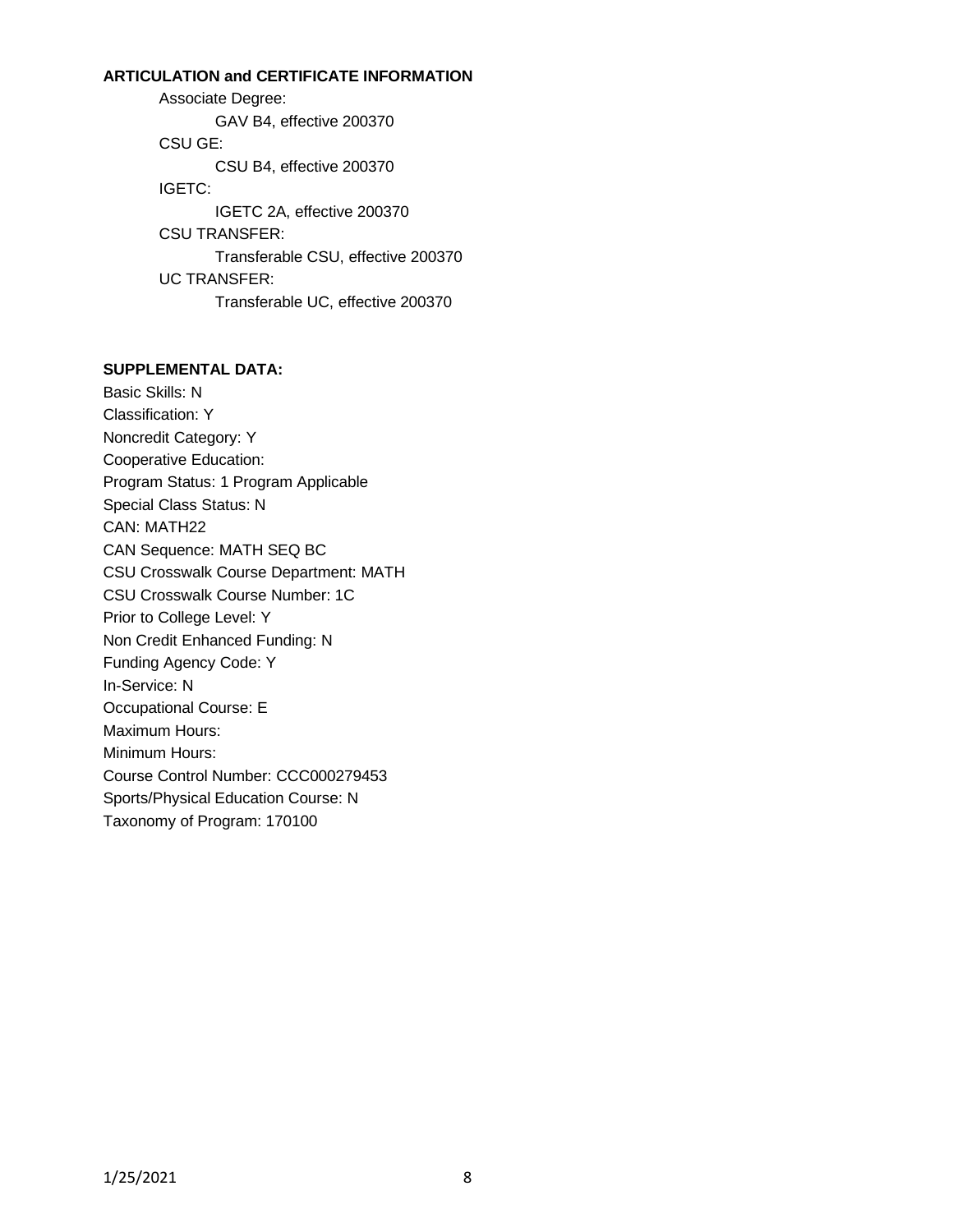**ARTICULATION and CERTIFICATE INFORMATION**

Associate Degree:

GAV B4, effective 200370

CSU GE:

CSU B4, effective 200370

IGETC:

IGETC 2A, effective 200370

CSU TRANSFER:

Transferable CSU, effective 200370

UC TRANSFER:

Transferable UC, effective 200370

**SUPPLEMENTAL DATA:**

Basic Skills: N
Classification: Y
Noncredit Category: Y
Cooperative Education:
Program Status: 1 Program Applicable
Special Class Status: N
CAN: MATH22
CAN Sequence: MATH SEQ BC
CSU Crosswalk Course Department: MATH
CSU Crosswalk Course Number: 1C
Prior to College Level: Y
Non Credit Enhanced Funding: N
Funding Agency Code: Y
In-Service: N
Occupational Course: E
Maximum Hours:
Minimum Hours:
Course Control Number: CCC000279453
Sports/Physical Education Course: N
Taxonomy of Program: 170100